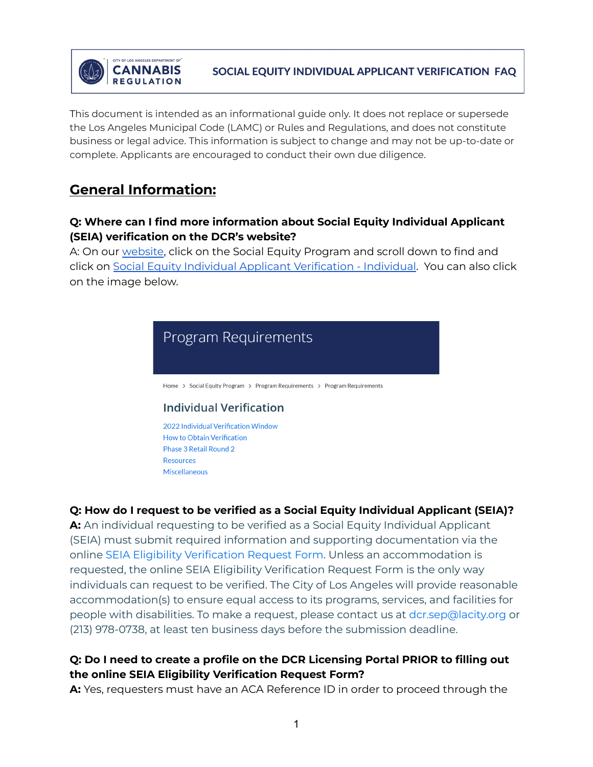CITY OF LOS ANGELES DEPARTMENT OF CANNABIS REGULATION

# SOCIAL EQUITY INDIVIDUAL APPLICANT VERIFICATION FAQ

This document is intended as an informational guide only. It does not replace or supersede the Los Angeles Municipal Code (LAMC) or Rules and Regulations, and does not constitute business or legal advice. This information is subject to change and may not be up-to-date or complete. Applicants are encouraged to conduct their own due diligence.

## General Information:

**Q: Where can I find more information about Social Equity Individual Applicant (SEIA) verification on the DCR's website?**

A: On our website, click on the Social Equity Program and scroll down to find and click on Social Equity Individual Applicant Verification - Individual. You can also click on the image below.

Program Requirements

Home > Social Equity Program > Program Requirements > Program Requirements

Individual Verification

2022 Individual Verification Window
How to Obtain Verification
Phase 3 Retail Round 2
Resources
Miscellaneous

**Q: How do I request to be verified as a Social Equity Individual Applicant (SEIA)?**

**A:** An individual requesting to be verified as a Social Equity Individual Applicant (SEIA) must submit required information and supporting documentation via the online SEIA Eligibility Verification Request Form. Unless an accommodation is requested, the online SEIA Eligibility Verification Request Form is the only way individuals can request to be verified. The City of Los Angeles will provide reasonable accommodation(s) to ensure equal access to its programs, services, and facilities for people with disabilities. To make a request, please contact us at dcr.sep@lacity.org or (213) 978-0738, at least ten business days before the submission deadline.

**Q: Do I need to create a profile on the DCR Licensing Portal PRIOR to filling out the online SEIA Eligibility Verification Request Form?**

**A:** Yes, requesters must have an ACA Reference ID in order to proceed through the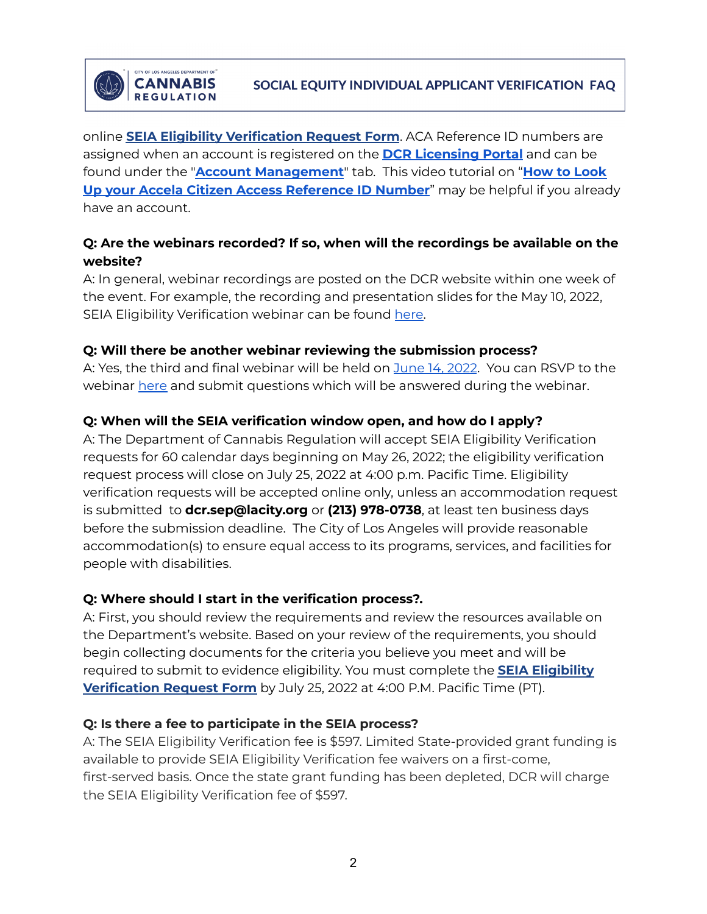online **SEIA Eligibility Verification Request Form**. ACA Reference ID numbers are assigned when an account is registered on the **DCR Licensing Portal** and can be found under the "**Account Management**" tab. This video tutorial on "**How to Look Up your Accela Citizen Access Reference ID Number**" may be helpful if you already have an account.

**Q: Are the webinars recorded? If so, when will the recordings be available on the website?**

A: In general, webinar recordings are posted on the DCR website within one week of the event. For example, the recording and presentation slides for the May 10, 2022, SEIA Eligibility Verification webinar can be found here.

**Q: Will there be another webinar reviewing the submission process?**

A: Yes, the third and final webinar will be held on June 14, 2022. You can RSVP to the webinar here and submit questions which will be answered during the webinar.

**Q: When will the SEIA verification window open, and how do I apply?**

A: The Department of Cannabis Regulation will accept SEIA Eligibility Verification requests for 60 calendar days beginning on May 26, 2022; the eligibility verification request process will close on July 25, 2022 at 4:00 p.m. Pacific Time. Eligibility verification requests will be accepted online only, unless an accommodation request is submitted to **dcr.sep@lacity.org** or **(213) 978-0738**, at least ten business days before the submission deadline. The City of Los Angeles will provide reasonable accommodation(s) to ensure equal access to its programs, services, and facilities for people with disabilities.

**Q: Where should I start in the verification process?.**

A: First, you should review the requirements and review the resources available on the Department's website. Based on your review of the requirements, you should begin collecting documents for the criteria you believe you meet and will be required to submit to evidence eligibility. You must complete the **SEIA Eligibility Verification Request Form** by July 25, 2022 at 4:00 P.M. Pacific Time (PT).

**Q: Is there a fee to participate in the SEIA process?**

A: The SEIA Eligibility Verification fee is $597. Limited State-provided grant funding is available to provide SEIA Eligibility Verification fee waivers on a first-come, first-served basis. Once the state grant funding has been depleted, DCR will charge the SEIA Eligibility Verification fee of $597.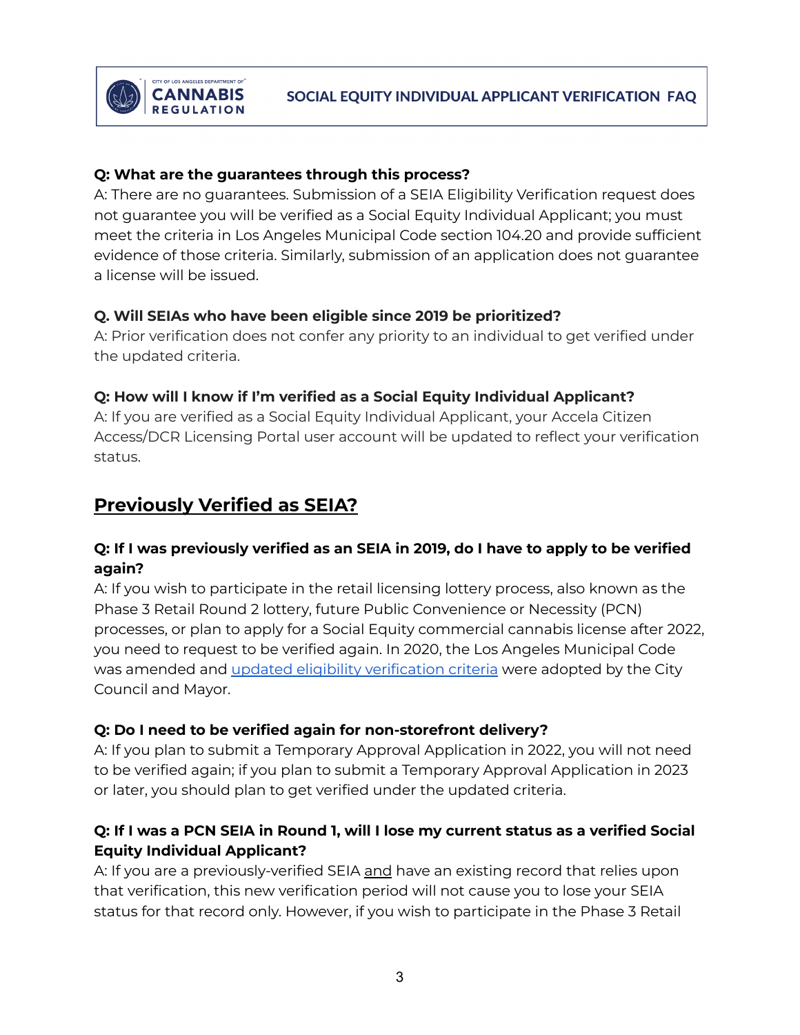**Q: What are the guarantees through this process?**
A: There are no guarantees. Submission of a SEIA Eligibility Verification request does not guarantee you will be verified as a Social Equity Individual Applicant; you must meet the criteria in Los Angeles Municipal Code section 104.20 and provide sufficient evidence of those criteria. Similarly, submission of an application does not guarantee a license will be issued.

**Q. Will SEIAs who have been eligible since 2019 be prioritized?**
A: Prior verification does not confer any priority to an individual to get verified under the updated criteria.

**Q: How will I know if I'm verified as a Social Equity Individual Applicant?**
A: If you are verified as a Social Equity Individual Applicant, your Accela Citizen Access/DCR Licensing Portal user account will be updated to reflect your verification status.

## Previously Verified as SEIA?

**Q: If I was previously verified as an SEIA in 2019, do I have to apply to be verified again?**
A: If you wish to participate in the retail licensing lottery process, also known as the Phase 3 Retail Round 2 lottery, future Public Convenience or Necessity (PCN) processes, or plan to apply for a Social Equity commercial cannabis license after 2022, you need to request to be verified again. In 2020, the Los Angeles Municipal Code was amended and [updated eligibility verification criteria]() were adopted by the City Council and Mayor.

**Q: Do I need to be verified again for non-storefront delivery?**
A: If you plan to submit a Temporary Approval Application in 2022, you will not need to be verified again; if you plan to submit a Temporary Approval Application in 2023 or later, you should plan to get verified under the updated criteria.

**Q: If I was a PCN SEIA in Round 1, will I lose my current status as a verified Social Equity Individual Applicant?**
A: If you are a previously-verified SEIA and have an existing record that relies upon that verification, this new verification period will not cause you to lose your SEIA status for that record only. However, if you wish to participate in the Phase 3 Retail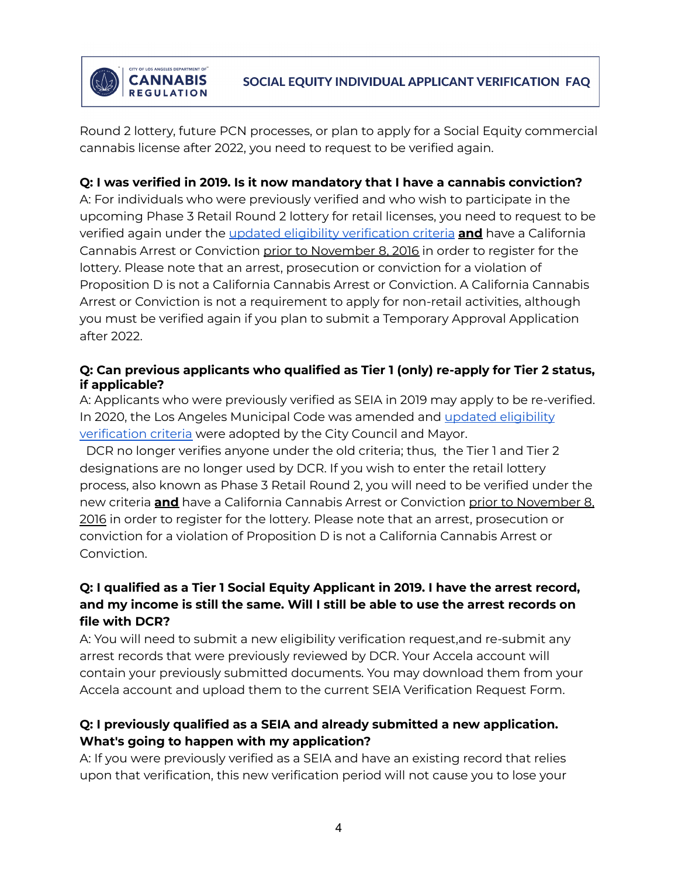Round 2 lottery, future PCN processes, or plan to apply for a Social Equity commercial cannabis license after 2022, you need to request to be verified again.

**Q: I was verified in 2019. Is it now mandatory that I have a cannabis conviction?**
A: For individuals who were previously verified and who wish to participate in the upcoming Phase 3 Retail Round 2 lottery for retail licenses, you need to request to be verified again under the updated eligibility verification criteria **and** have a California Cannabis Arrest or Conviction prior to November 8, 2016 in order to register for the lottery. Please note that an arrest, prosecution or conviction for a violation of Proposition D is not a California Cannabis Arrest or Conviction. A California Cannabis Arrest or Conviction is not a requirement to apply for non-retail activities, although you must be verified again if you plan to submit a Temporary Approval Application after 2022.

**Q: Can previous applicants who qualified as Tier 1 (only) re-apply for Tier 2 status, if applicable?**
A: Applicants who were previously verified as SEIA in 2019 may apply to be re-verified. In 2020, the Los Angeles Municipal Code was amended and updated eligibility verification criteria were adopted by the City Council and Mayor.
DCR no longer verifies anyone under the old criteria; thus, the Tier 1 and Tier 2 designations are no longer used by DCR. If you wish to enter the retail lottery process, also known as Phase 3 Retail Round 2, you will need to be verified under the new criteria **and** have a California Cannabis Arrest or Conviction prior to November 8, 2016 in order to register for the lottery. Please note that an arrest, prosecution or conviction for a violation of Proposition D is not a California Cannabis Arrest or Conviction.

**Q: I qualified as a Tier 1 Social Equity Applicant in 2019. I have the arrest record, and my income is still the same. Will I still be able to use the arrest records on file with DCR?**
A: You will need to submit a new eligibility verification request,and re-submit any arrest records that were previously reviewed by DCR. Your Accela account will contain your previously submitted documents. You may download them from your Accela account and upload them to the current SEIA Verification Request Form.

**Q: I previously qualified as a SEIA and already submitted a new application. What's going to happen with my application?**
A: If you were previously verified as a SEIA and have an existing record that relies upon that verification, this new verification period will not cause you to lose your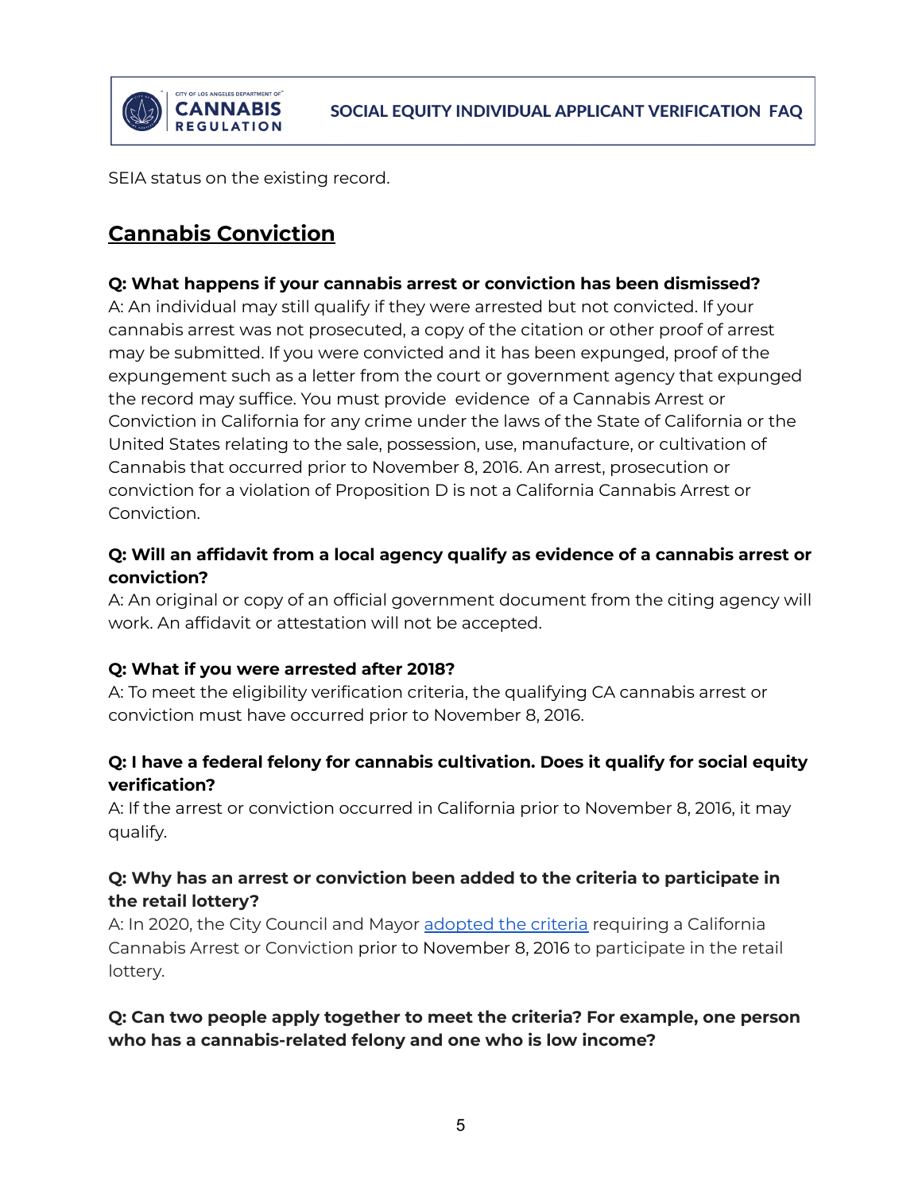SEIA status on the existing record.

## Cannabis Conviction

**Q: What happens if your cannabis arrest or conviction has been dismissed?**
A: An individual may still qualify if they were arrested but not convicted. If your cannabis arrest was not prosecuted, a copy of the citation or other proof of arrest may be submitted. If you were convicted and it has been expunged, proof of the expungement such as a letter from the court or government agency that expunged the record may suffice. You must provide evidence of a Cannabis Arrest or Conviction in California for any crime under the laws of the State of California or the United States relating to the sale, possession, use, manufacture, or cultivation of Cannabis that occurred prior to November 8, 2016. An arrest, prosecution or conviction for a violation of Proposition D is not a California Cannabis Arrest or Conviction.

**Q: Will an affidavit from a local agency qualify as evidence of a cannabis arrest or conviction?**
A: An original or copy of an official government document from the citing agency will work. An affidavit or attestation will not be accepted.

**Q: What if you were arrested after 2018?**
A: To meet the eligibility verification criteria, the qualifying CA cannabis arrest or conviction must have occurred prior to November 8, 2016.

**Q: I have a federal felony for cannabis cultivation. Does it qualify for social equity verification?**
A: If the arrest or conviction occurred in California prior to November 8, 2016, it may qualify.

**Q: Why has an arrest or conviction been added to the criteria to participate in the retail lottery?**
A: In 2020, the City Council and Mayor [adopted the criteria] requiring a California Cannabis Arrest or Conviction prior to November 8, 2016 to participate in the retail lottery.

**Q: Can two people apply together to meet the criteria? For example, one person who has a cannabis-related felony and one who is low income?**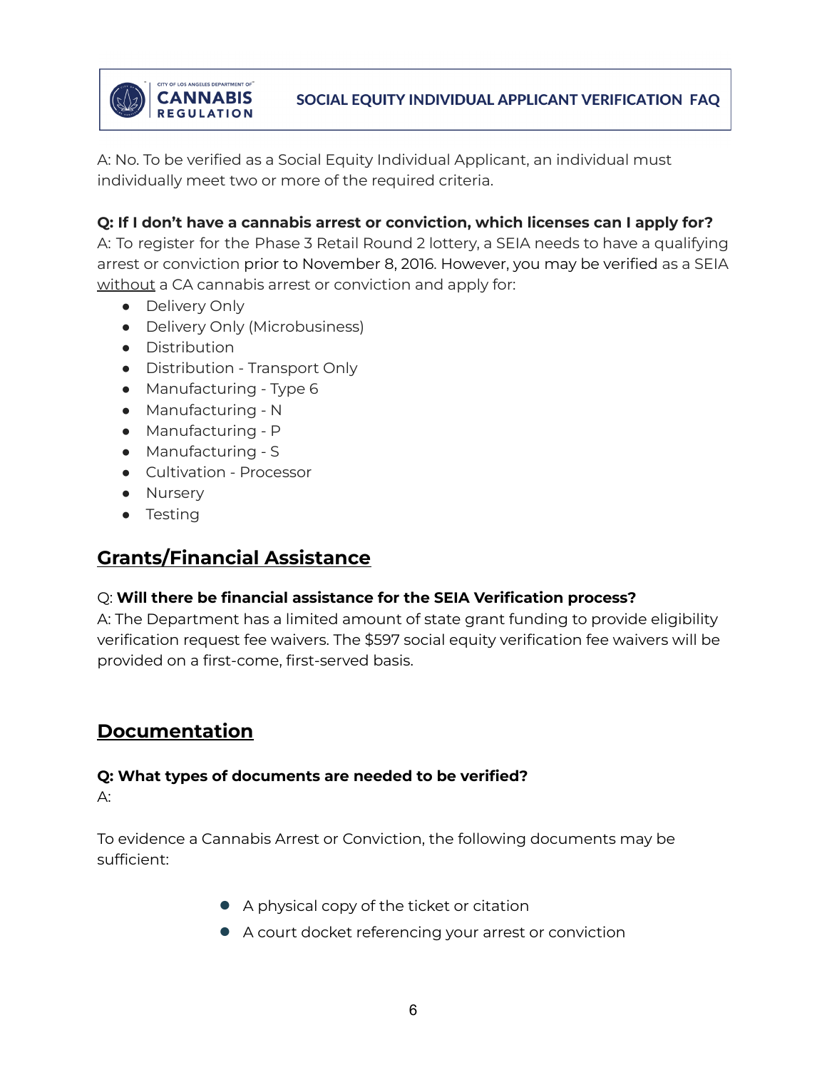A: No. To be verified as a Social Equity Individual Applicant, an individual must individually meet two or more of the required criteria.

**Q: If I don't have a cannabis arrest or conviction, which licenses can I apply for?**
A: To register for the Phase 3 Retail Round 2 lottery, a SEIA needs to have a qualifying arrest or conviction prior to November 8, 2016. However, you may be verified as a SEIA without a CA cannabis arrest or conviction and apply for:

- Delivery Only
- Delivery Only (Microbusiness)
- Distribution
- Distribution - Transport Only
- Manufacturing - Type 6
- Manufacturing - N
- Manufacturing - P
- Manufacturing - S
- Cultivation - Processor
- Nursery
- Testing

## Grants/Financial Assistance

Q: **Will there be financial assistance for the SEIA Verification process?**
A: The Department has a limited amount of state grant funding to provide eligibility verification request fee waivers. The $597 social equity verification fee waivers will be provided on a first-come, first-served basis.

## Documentation

**Q: What types of documents are needed to be verified?**
A:

To evidence a Cannabis Arrest or Conviction, the following documents may be sufficient:

- A physical copy of the ticket or citation
- A court docket referencing your arrest or conviction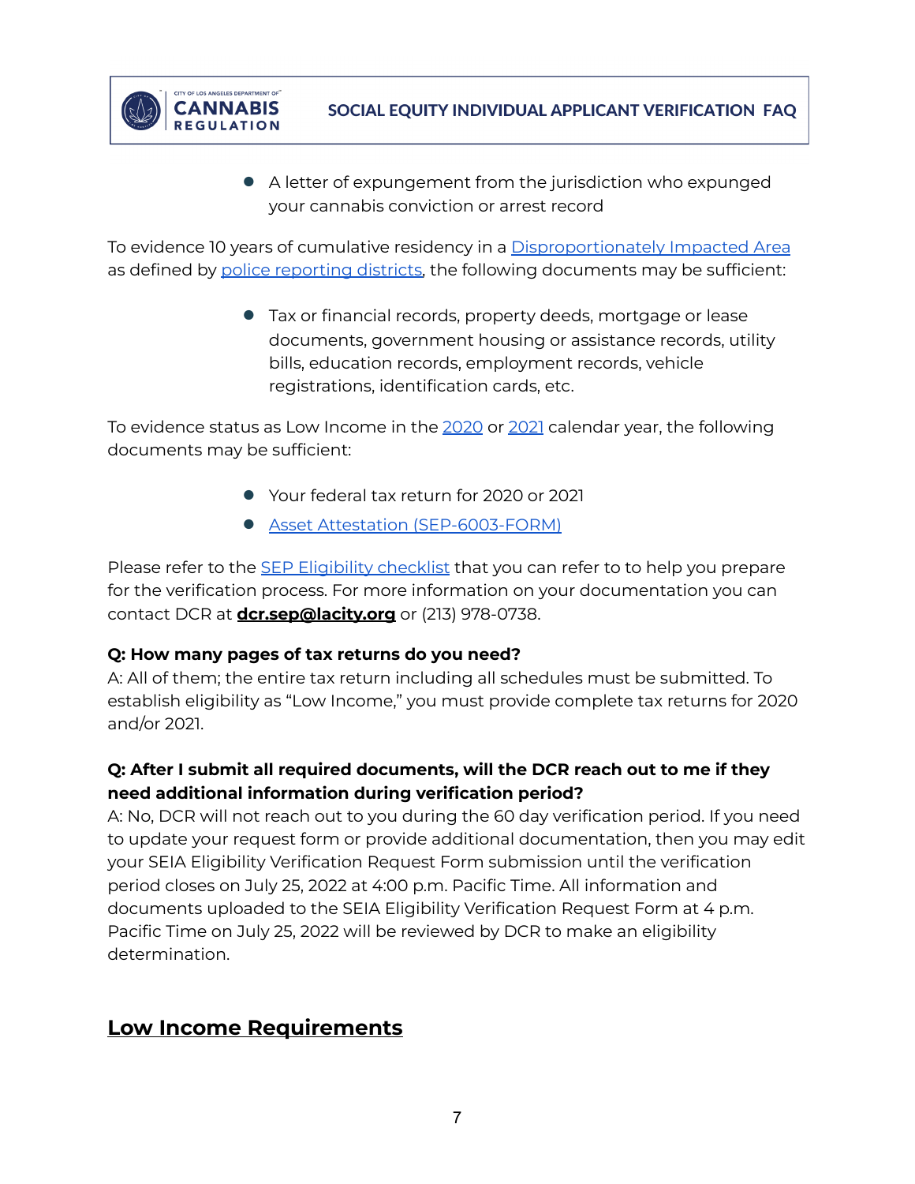- A letter of expungement from the jurisdiction who expunged your cannabis conviction or arrest record

To evidence 10 years of cumulative residency in a Disproportionately Impacted Area as defined by police reporting districts, the following documents may be sufficient:

- Tax or financial records, property deeds, mortgage or lease documents, government housing or assistance records, utility bills, education records, employment records, vehicle registrations, identification cards, etc.

To evidence status as Low Income in the 2020 or 2021 calendar year, the following documents may be sufficient:

- Your federal tax return for 2020 or 2021
- Asset Attestation (SEP-6003-FORM)

Please refer to the SEP Eligibility checklist that you can refer to to help you prepare for the verification process. For more information on your documentation you can contact DCR at **dcr.sep@lacity.org** or (213) 978-0738.

**Q: How many pages of tax returns do you need?**
A: All of them; the entire tax return including all schedules must be submitted. To establish eligibility as "Low Income," you must provide complete tax returns for 2020 and/or 2021.

**Q: After I submit all required documents, will the DCR reach out to me if they need additional information during verification period?**
A: No, DCR will not reach out to you during the 60 day verification period. If you need to update your request form or provide additional documentation, then you may edit your SEIA Eligibility Verification Request Form submission until the verification period closes on July 25, 2022 at 4:00 p.m. Pacific Time. All information and documents uploaded to the SEIA Eligibility Verification Request Form at 4 p.m. Pacific Time on July 25, 2022 will be reviewed by DCR to make an eligibility determination.

## Low Income Requirements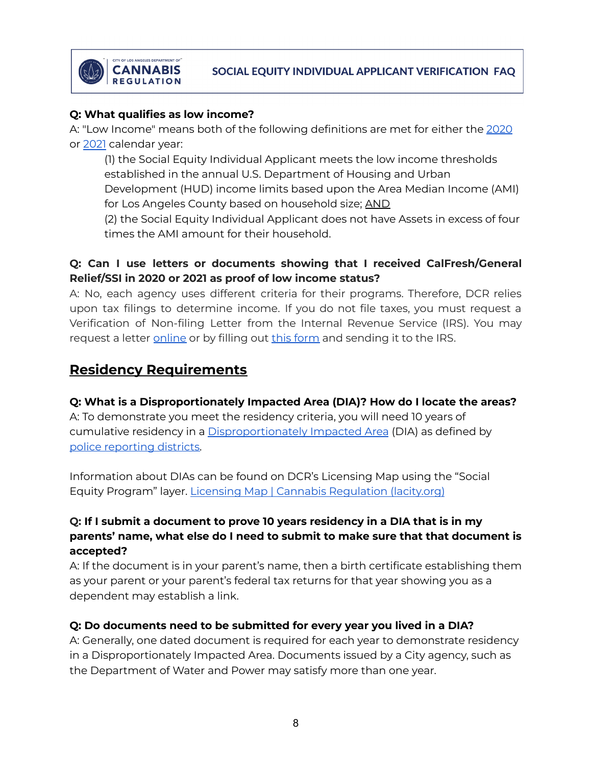**Q: What qualifies as low income?**

A: "Low Income" means both of the following definitions are met for either the 2020 or 2021 calendar year:

(1) the Social Equity Individual Applicant meets the low income thresholds established in the annual U.S. Department of Housing and Urban Development (HUD) income limits based upon the Area Median Income (AMI) for Los Angeles County based on household size; AND

(2) the Social Equity Individual Applicant does not have Assets in excess of four times the AMI amount for their household.

**Q: Can I use letters or documents showing that I received CalFresh/General Relief/SSI in 2020 or 2021 as proof of low income status?**

A: No, each agency uses different criteria for their programs. Therefore, DCR relies upon tax filings to determine income. If you do not file taxes, you must request a Verification of Non-filing Letter from the Internal Revenue Service (IRS). You may request a letter online or by filling out this form and sending it to the IRS.

## Residency Requirements

**Q: What is a Disproportionately Impacted Area (DIA)? How do I locate the areas?**

A: To demonstrate you meet the residency criteria, you will need 10 years of cumulative residency in a Disproportionately Impacted Area (DIA) as defined by police reporting districts.

Information about DIAs can be found on DCR's Licensing Map using the "Social Equity Program" layer. Licensing Map | Cannabis Regulation (lacity.org)

**Q: If I submit a document to prove 10 years residency in a DIA that is in my parents' name, what else do I need to submit to make sure that that document is accepted?**

A: If the document is in your parent's name, then a birth certificate establishing them as your parent or your parent's federal tax returns for that year showing you as a dependent may establish a link.

**Q: Do documents need to be submitted for every year you lived in a DIA?**

A: Generally, one dated document is required for each year to demonstrate residency in a Disproportionately Impacted Area. Documents issued by a City agency, such as the Department of Water and Power may satisfy more than one year.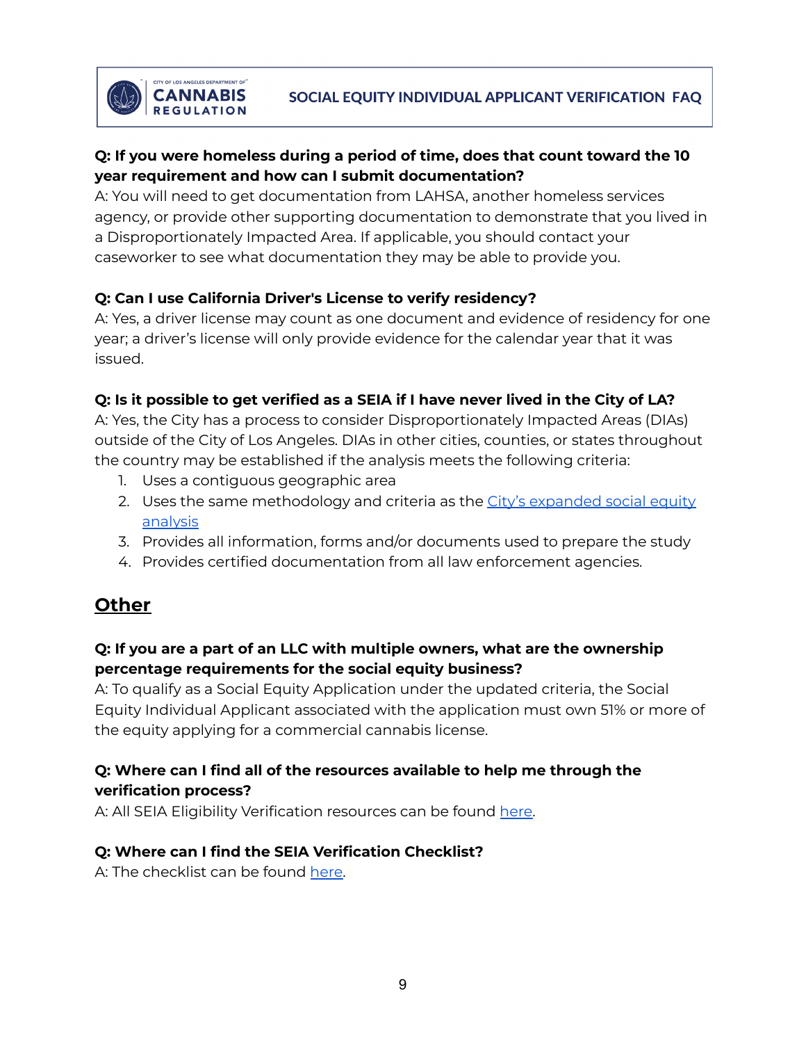**Q: If you were homeless during a period of time, does that count toward the 10 year requirement and how can I submit documentation?**
A: You will need to get documentation from LAHSA, another homeless services agency, or provide other supporting documentation to demonstrate that you lived in a Disproportionately Impacted Area. If applicable, you should contact your caseworker to see what documentation they may be able to provide you.

**Q: Can I use California Driver's License to verify residency?**
A: Yes, a driver license may count as one document and evidence of residency for one year; a driver's license will only provide evidence for the calendar year that it was issued.

**Q: Is it possible to get verified as a SEIA if I have never lived in the City of LA?**
A: Yes, the City has a process to consider Disproportionately Impacted Areas (DIAs) outside of the City of Los Angeles. DIAs in other cities, counties, or states throughout the country may be established if the analysis meets the following criteria:

1. Uses a contiguous geographic area
2. Uses the same methodology and criteria as the City's expanded social equity analysis
3. Provides all information, forms and/or documents used to prepare the study
4. Provides certified documentation from all law enforcement agencies.

## Other

**Q: If you are a part of an LLC with multiple owners, what are the ownership percentage requirements for the social equity business?**
A: To qualify as a Social Equity Application under the updated criteria, the Social Equity Individual Applicant associated with the application must own 51% or more of the equity applying for a commercial cannabis license.

**Q: Where can I find all of the resources available to help me through the verification process?**
A: All SEIA Eligibility Verification resources can be found here.

**Q: Where can I find the SEIA Verification Checklist?**
A: The checklist can be found here.